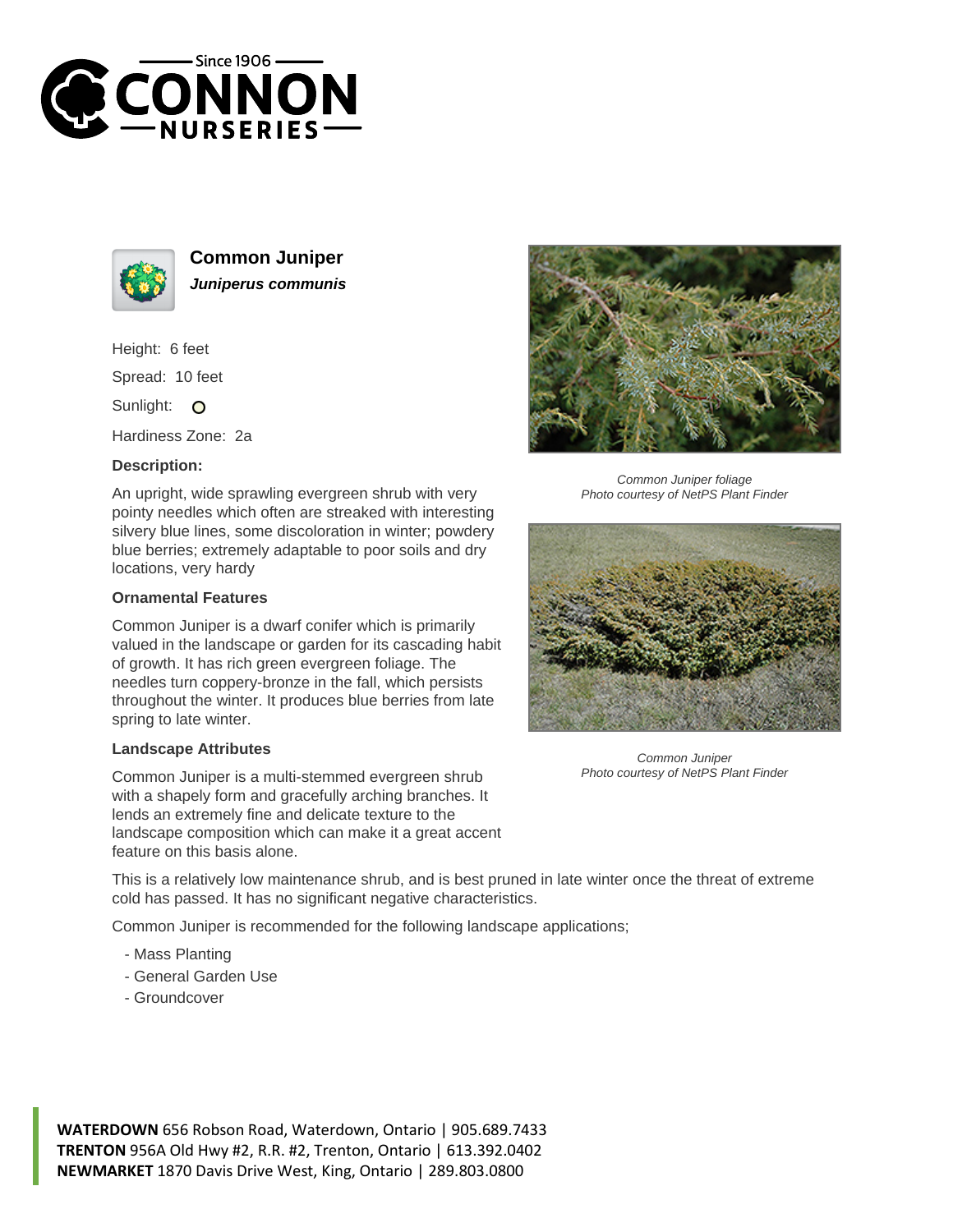# Common Juniper

***Juniperus communis***

Height: 6 feet

Spread: 10 feet

Sunlight: O

Hardiness Zone: 2a

### Description:

An upright, wide sprawling evergreen shrub with very pointy needles which often are streaked with interesting silvery blue lines, some discoloration in winter; powdery blue berries; extremely adaptable to poor soils and dry locations, very hardy

### Ornamental Features

Common Juniper is a dwarf conifer which is primarily valued in the landscape or garden for its cascading habit of growth. It has rich green evergreen foliage. The needles turn coppery-bronze in the fall, which persists throughout the winter. It produces blue berries from late spring to late winter.

### Landscape Attributes

Common Juniper is a multi-stemmed evergreen shrub with a shapely form and gracefully arching branches. It lends an extremely fine and delicate texture to the landscape composition which can make it a great accent feature on this basis alone.

*Common Juniper foliage*
*Photo courtesy of NetPS Plant Finder*

*Common Juniper*
*Photo courtesy of NetPS Plant Finder*

This is a relatively low maintenance shrub, and is best pruned in late winter once the threat of extreme cold has passed. It has no significant negative characteristics.

Common Juniper is recommended for the following landscape applications;

- Mass Planting
- General Garden Use
- Groundcover

**WATERDOWN** 656 Robson Road, Waterdown, Ontario | 905.689.7433
**TRENTON** 956A Old Hwy #2, R.R. #2, Trenton, Ontario | 613.392.0402
**NEWMARKET** 1870 Davis Drive West, King, Ontario | 289.803.0800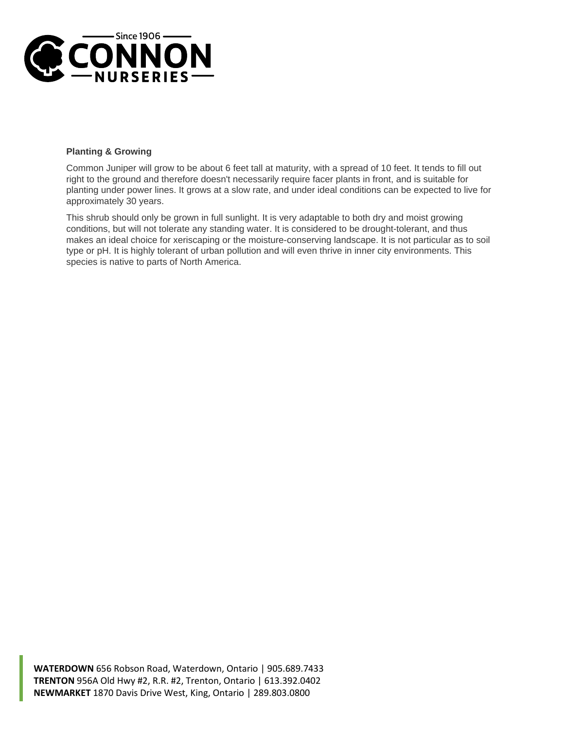### Planting & Growing

Common Juniper will grow to be about 6 feet tall at maturity, with a spread of 10 feet. It tends to fill out right to the ground and therefore doesn't necessarily require facer plants in front, and is suitable for planting under power lines. It grows at a slow rate, and under ideal conditions can be expected to live for approximately 30 years.

This shrub should only be grown in full sunlight. It is very adaptable to both dry and moist growing conditions, but will not tolerate any standing water. It is considered to be drought-tolerant, and thus makes an ideal choice for xeriscaping or the moisture-conserving landscape. It is not particular as to soil type or pH. It is highly tolerant of urban pollution and will even thrive in inner city environments. This species is native to parts of North America.